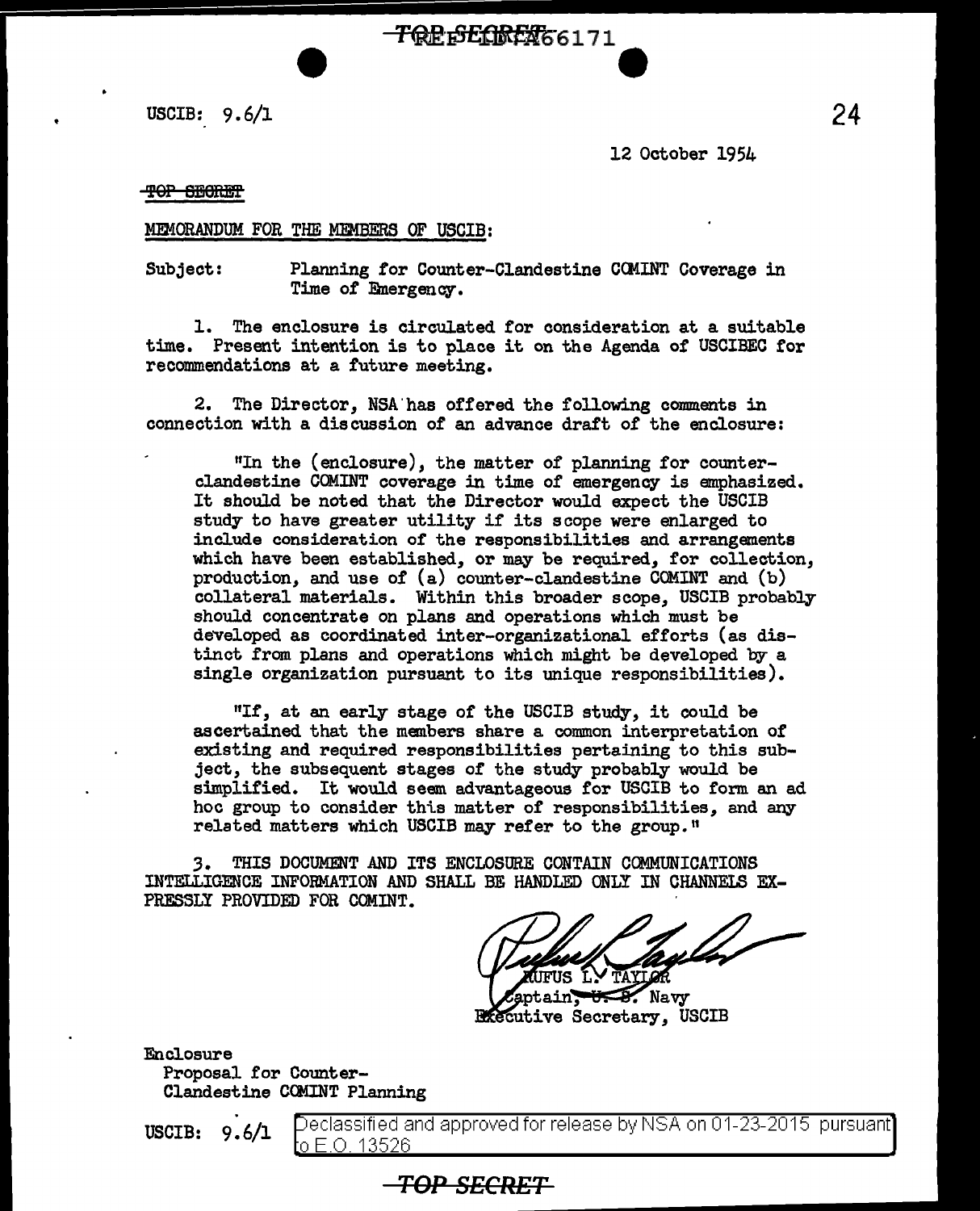USCIB: 9.6/1

12 October 1954

TOP SECRET

MEMORANDUM FOR THE MEMBERS OF USCIB:

Subject: Planning for Counter-Clandestine COMINT Coverage in Time of Emergency.

1. The enclosure is circulated for consideration at a suitable time. Present intention is to place it on the Agenda of USCIBEC for recommendations at a future meeting.

2. The Director, NSA has offered the following comments in connection with a discussion of an advance draft of the enclosure:

> "In the (enclosure), the matter of planning for counter-clandestine COMINT coverage in time of emergency is emphasized. It should be noted that the Director would expect the USCIB study to have greater utility if its scope were enlarged to include consideration of the responsibilities and arrangements which have been established, or may be required, for collection, production, and use of (a) counter-clandestine COMINT and (b) collateral materials. Within this broader scope, USCIB probably should concentrate on plans and operations which must be developed as coordinated inter-organizational efforts (as distinct from plans and operations which might be developed by a single organization pursuant to its unique responsibilities).
>
> "If, at an early stage of the USCIB study, it could be ascertained that the members share a common interpretation of existing and required responsibilities pertaining to this subject, the subsequent stages of the study probably would be simplified. It would seem advantageous for USCIB to form an ad hoc group to consider this matter of responsibilities, and any related matters which USCIB may refer to the group."

3. THIS DOCUMENT AND ITS ENCLOSURE CONTAIN COMMUNICATIONS INTELLIGENCE INFORMATION AND SHALL BE HANDLED ONLY IN CHANNELS EXPRESSLY PROVIDED FOR COMINT.

RUFUS L. TAYLOR
Captain, U. S. Navy
Executive Secretary, USCIB

Enclosure
Proposal for Counter-Clandestine COMINT Planning

USCIB: 9.6/1

Declassified and approved for release by NSA on 01-23-2015 pursuant to E.O. 13526

TOP SECRET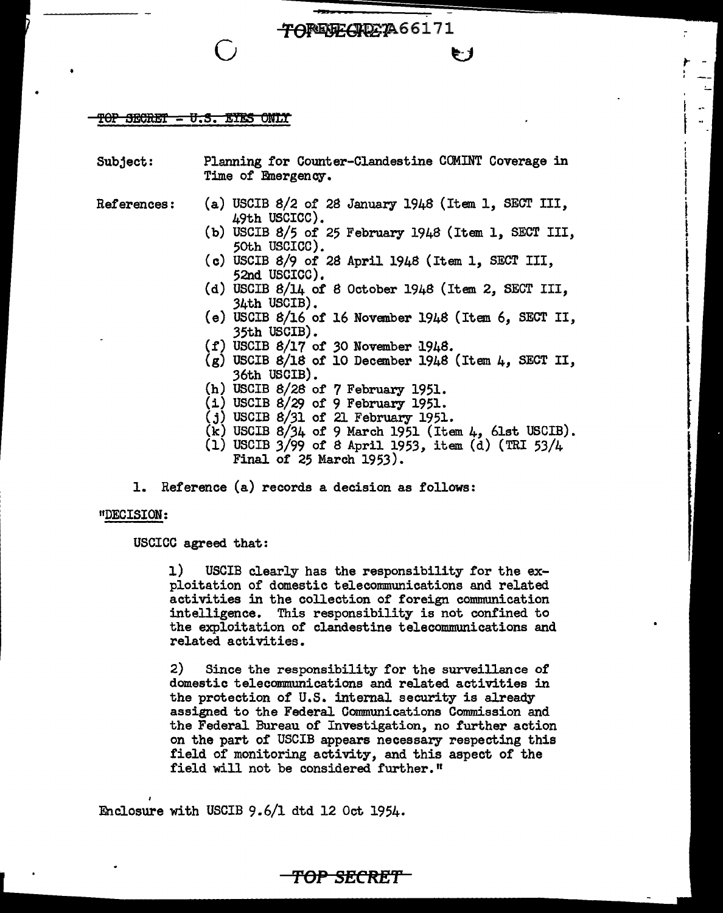~~TOP SECRET - U.S. EYES ONLY~~

Subject: Planning for Counter-Clandestine COMINT Coverage in Time of Emergency.

References:
- (a) USCIB 8/2 of 28 January 1948 (Item 1, SECT III, 49th USCICC).
- (b) USCIB 8/5 of 25 February 1948 (Item 1, SECT III, 50th USCICC).
- (c) USCIB 8/9 of 28 April 1948 (Item 1, SECT III, 52nd USCICC).
- (d) USCIB 8/14 of 8 October 1948 (Item 2, SECT III, 34th USCIB).
- (e) USCIB 8/16 of 16 November 1948 (Item 6, SECT II, 35th USCIB).
- (f) USCIB 8/17 of 30 November 1948.
- (g) USCIB 8/18 of 10 December 1948 (Item 4, SECT II, 36th USCIB).
- (h) USCIB 8/28 of 7 February 1951.
- (i) USCIB 8/29 of 9 February 1951.
- (j) USCIB 8/31 of 21 February 1951.
- (k) USCIB 8/34 of 9 March 1951 (Item 4, 61st USCIB).
- (l) USCIB 3/99 of 8 April 1953, item (d) (TRI 53/4 Final of 25 March 1953).

1. Reference (a) records a decision as follows:

"DECISION:

USCICC agreed that:

> 1) USCIB clearly has the responsibility for the exploitation of domestic telecommunications and related activities in the collection of foreign communication intelligence. This responsibility is not confined to the exploitation of clandestine telecommunications and related activities.
>
> 2) Since the responsibility for the surveillance of domestic telecommunications and related activities in the protection of U.S. internal security is already assigned to the Federal Communications Commission and the Federal Bureau of Investigation, no further action on the part of USCIB appears necessary respecting this field of monitoring activity, and this aspect of the field will not be considered further."

Enclosure with USCIB 9.6/1 dtd 12 Oct 1954.

~~TOP SECRET~~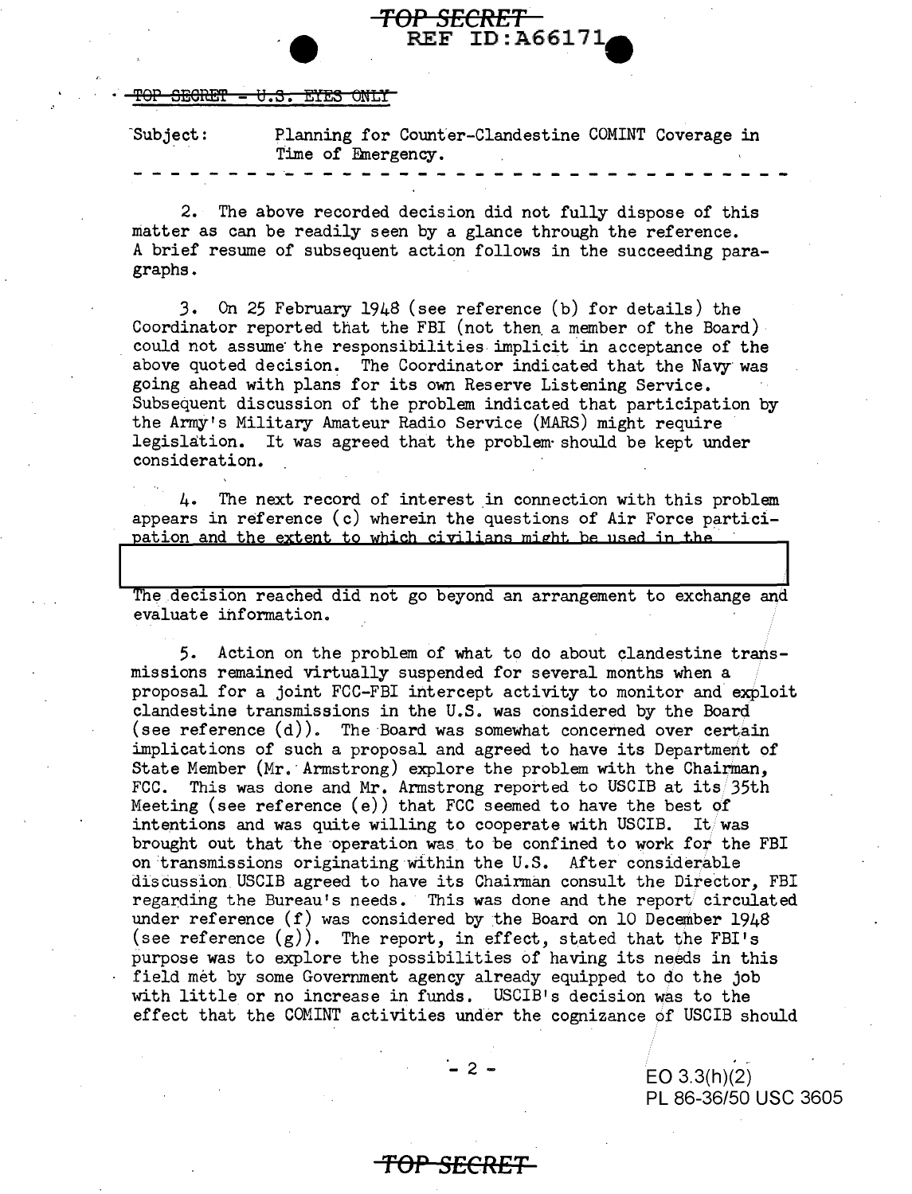~~TOP SECRET - U.S. EYES ONLY~~

Subject: Planning for Counter-Clandestine COMINT Coverage in Time of Emergency.

- - - - - - - - - - - - - - - - - - - - - - - - - - - - - - - - - - - - -

2. The above recorded decision did not fully dispose of this matter as can be readily seen by a glance through the reference. A brief resume of subsequent action follows in the succeeding paragraphs.

3. On 25 February 1948 (see reference (b) for details) the Coordinator reported that the FBI (not then a member of the Board) could not assume the responsibilities implicit in acceptance of the above quoted decision. The Coordinator indicated that the Navy was going ahead with plans for its own Reserve Listening Service. Subsequent discussion of the problem indicated that participation by the Army's Military Amateur Radio Service (MARS) might require legislation. It was agreed that the problem should be kept under consideration.

4. The next record of interest in connection with this problem appears in reference (c) wherein the questions of Air Force participation and the extent to which civilians might be used in the

[REDACTED]

The decision reached did not go beyond an arrangement to exchange and evaluate information.

5. Action on the problem of what to do about clandestine transmissions remained virtually suspended for several months when a proposal for a joint FCC-FBI intercept activity to monitor and exploit clandestine transmissions in the U.S. was considered by the Board (see reference (d)). The Board was somewhat concerned over certain implications of such a proposal and agreed to have its Department of State Member (Mr. Armstrong) explore the problem with the Chairman, FCC. This was done and Mr. Armstrong reported to USCIB at its 35th Meeting (see reference (e)) that FCC seemed to have the best of intentions and was quite willing to cooperate with USCIB. It was brought out that the operation was to be confined to work for the FBI on transmissions originating within the U.S. After considerable discussion USCIB agreed to have its Chairman consult the Director, FBI regarding the Bureau's needs. This was done and the report circulated under reference (f) was considered by the Board on 10 December 1948 (see reference (g)). The report, in effect, stated that the FBI's purpose was to explore the possibilities of having its needs in this field met by some Government agency already equipped to do the job with little or no increase in funds. USCIB's decision was to the effect that the COMINT activities under the cognizance of USCIB should

EO 3.3(h)(2)
PL 86-36/50 USC 3605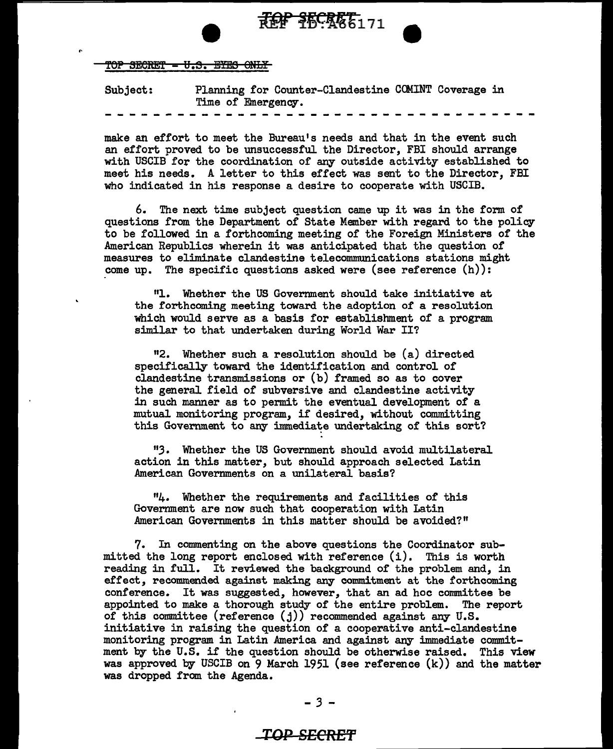TOP SECRET - U.S. EYES ONLY

Subject: Planning for Counter-Clandestine COMINT Coverage in Time of Emergency.

- - - - - - - - - - - - - - - - - - - - - - - - - - - - - - - - - - - -

make an effort to meet the Bureau's needs and that in the event such an effort proved to be unsuccessful the Director, FBI should arrange with USCIB for the coordination of any outside activity established to meet his needs. A letter to this effect was sent to the Director, FBI who indicated in his response a desire to cooperate with USCIB.

6. The next time subject question came up it was in the form of questions from the Department of State Member with regard to the policy to be followed in a forthcoming meeting of the Foreign Ministers of the American Republics wherein it was anticipated that the question of measures to eliminate clandestine telecommunications stations might come up. The specific questions asked were (see reference (h)):

"1. Whether the US Government should take initiative at the forthcoming meeting toward the adoption of a resolution which would serve as a basis for establishment of a program similar to that undertaken during World War II?

"2. Whether such a resolution should be (a) directed specifically toward the identification and control of clandestine transmissions or (b) framed so as to cover the general field of subversive and clandestine activity in such manner as to permit the eventual development of a mutual monitoring program, if desired, without committing this Government to any immediate undertaking of this sort?

"3. Whether the US Government should avoid multilateral action in this matter, but should approach selected Latin American Governments on a unilateral basis?

"4. Whether the requirements and facilities of this Government are now such that cooperation with Latin American Governments in this matter should be avoided?"

7. In commenting on the above questions the Coordinator submitted the long report enclosed with reference (i). This is worth reading in full. It reviewed the background of the problem and, in effect, recommended against making any commitment at the forthcoming conference. It was suggested, however, that an ad hoc committee be appointed to make a thorough study of the entire problem. The report of this committee (reference (j)) recommended against any U.S. initiative in raising the question of a cooperative anti-clandestine monitoring program in Latin America and against any immediate commitment by the U.S. if the question should be otherwise raised. This view was approved by USCIB on 9 March 1951 (see reference (k)) and the matter was dropped from the Agenda.

TOP SECRET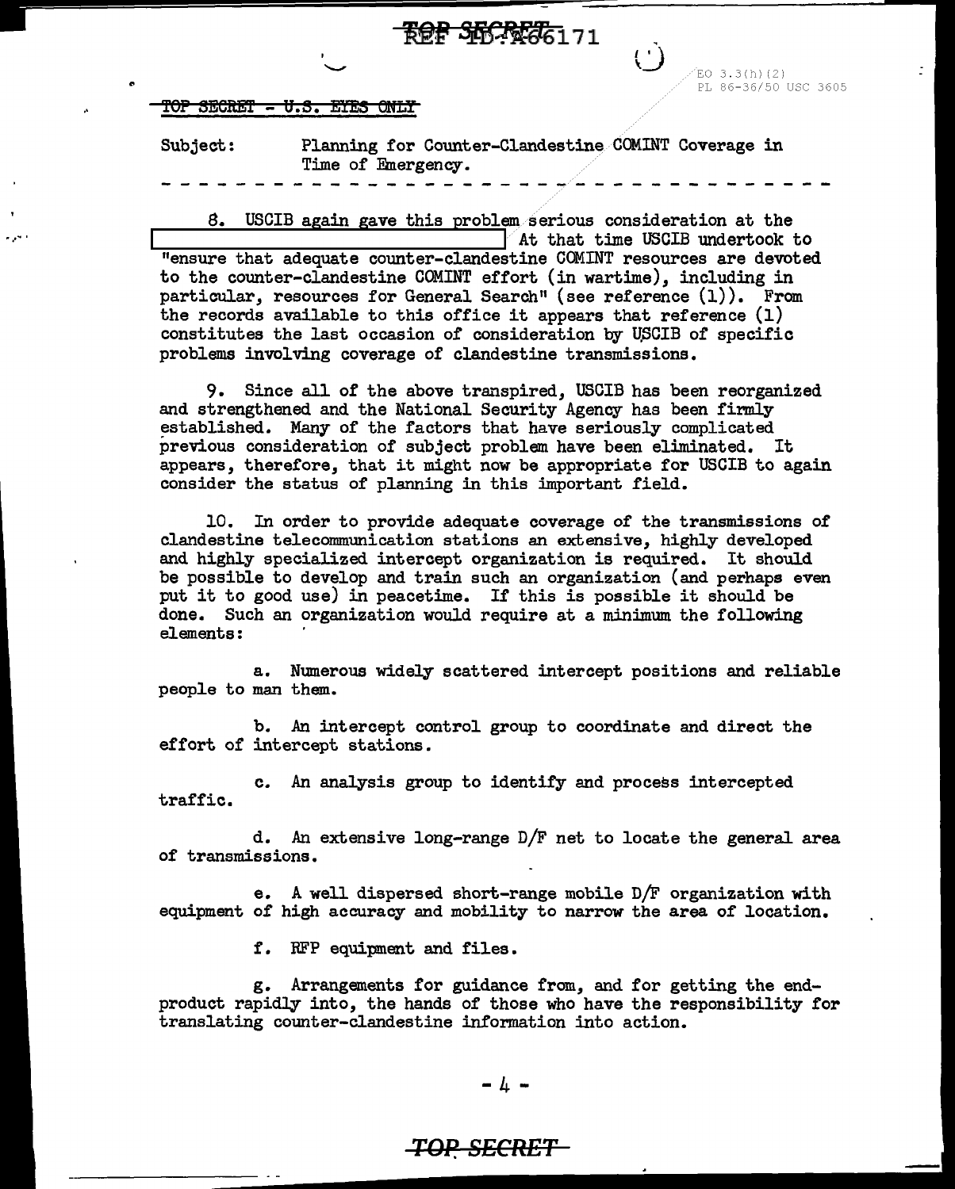TOP SECRET - U.S. EYES ONLY

EO 3.3(h)(2)
PL 86-36/50 USC 3605

Subject: Planning for Counter-Clandestine COMINT Coverage in Time of Emergency.

- - - - - - - - - - - - - - - - - - - - - - - - - - - - - - - - - - - - -

8. USCIB again gave this problem serious consideration at the [REDACTED] At that time USCIB undertook to "ensure that adequate counter-clandestine COMINT resources are devoted to the counter-clandestine COMINT effort (in wartime), including in particular, resources for General Search" (see reference (1)). From the records available to this office it appears that reference (1) constitutes the last occasion of consideration by USCIB of specific problems involving coverage of clandestine transmissions.

9. Since all of the above transpired, USCIB has been reorganized and strengthened and the National Security Agency has been firmly established. Many of the factors that have seriously complicated previous consideration of subject problem have been eliminated. It appears, therefore, that it might now be appropriate for USCIB to again consider the status of planning in this important field.

10. In order to provide adequate coverage of the transmissions of clandestine telecommunication stations an extensive, highly developed and highly specialized intercept organization is required. It should be possible to develop and train such an organization (and perhaps even put it to good use) in peacetime. If this is possible it should be done. Such an organization would require at a minimum the following elements:

a. Numerous widely scattered intercept positions and reliable people to man them.

b. An intercept control group to coordinate and direct the effort of intercept stations.

c. An analysis group to identify and process intercepted traffic.

d. An extensive long-range D/F net to locate the general area of transmissions.

e. A well dispersed short-range mobile D/F organization with equipment of high accuracy and mobility to narrow the area of location.

f. RFP equipment and files.

g. Arrangements for guidance from, and for getting the end-product rapidly into, the hands of those who have the responsibility for translating counter-clandestine information into action.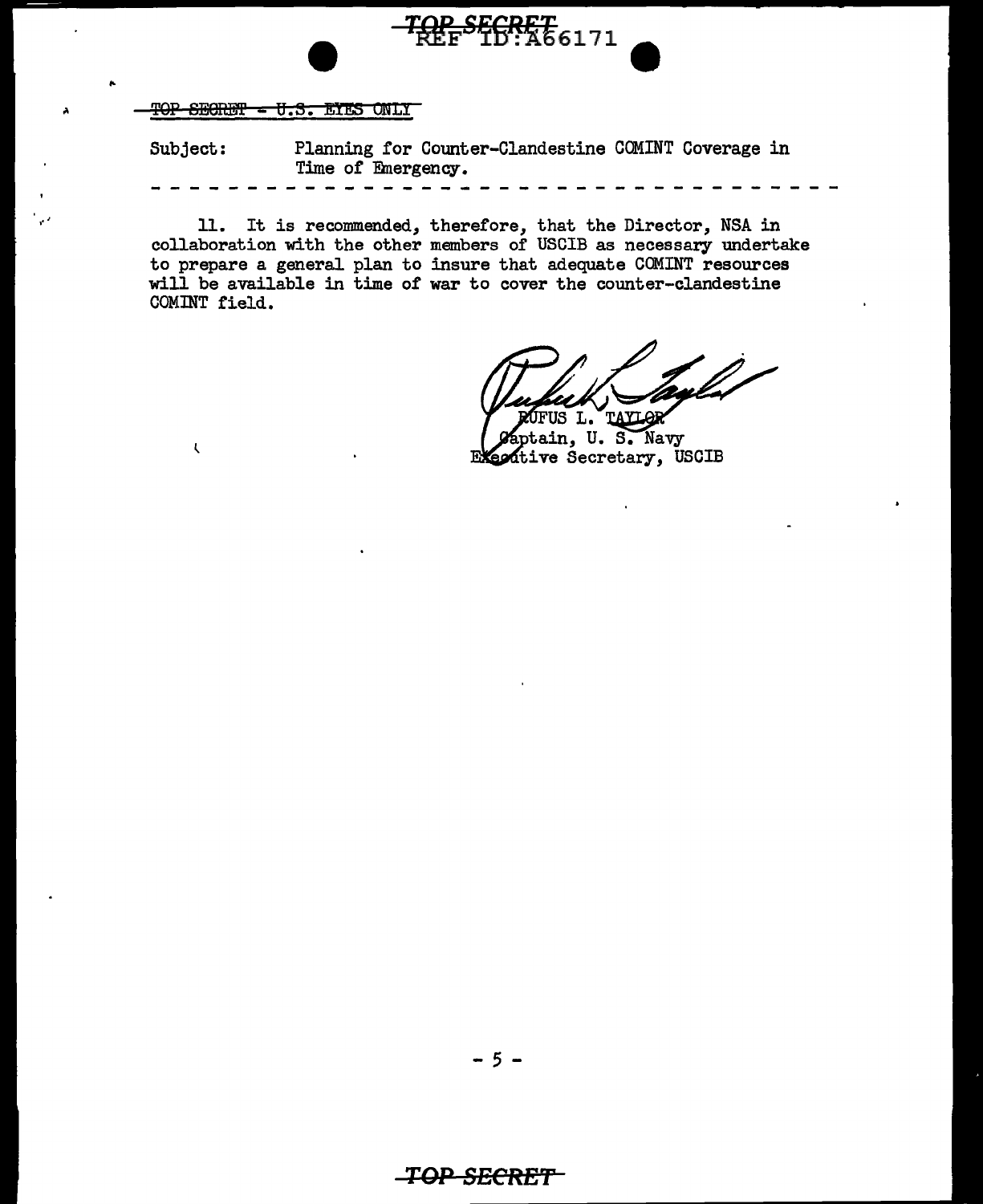~~TOP SECRET - U.S. EYES ONLY~~

Subject: Planning for Counter-Clandestine COMINT Coverage in Time of Emergency.

11. It is recommended, therefore, that the Director, NSA in collaboration with the other members of USCIB as necessary undertake to prepare a general plan to insure that adequate COMINT resources will be available in time of war to cover the counter-clandestine COMINT field.

RUFUS L. TAYLOR
Captain, U. S. Navy
Executive Secretary, USCIB